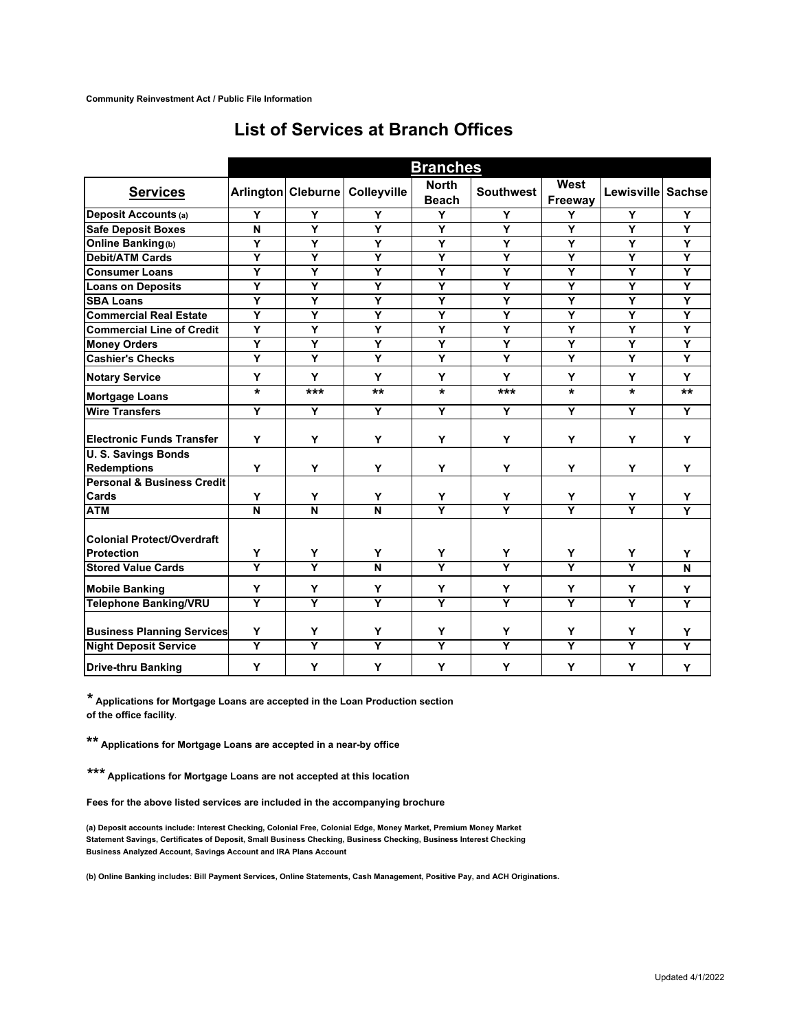Community Reinvestment Act / Public File Information

# List of Services at Branch Offices

| | Branches | | | | | | | |
|---|---|---|---|---|---|---|---|---|
| **Services** | **Arlington** | **Cleburne** | **Colleyville** | **North Beach** | **Southwest** | **West Freeway** | **Lewisville** | **Sachse** |
| **Deposit Accounts (a)** | Y | Y | Y | Y | Y | Y | Y | Y |
| **Safe Deposit Boxes** | N | Y | Y | Y | Y | Y | Y | Y |
| **Online Banking (b)** | Y | Y | Y | Y | Y | Y | Y | Y |
| **Debit/ATM Cards** | Y | Y | Y | Y | Y | Y | Y | Y |
| **Consumer Loans** | Y | Y | Y | Y | Y | Y | Y | Y |
| **Loans on Deposits** | Y | Y | Y | Y | Y | Y | Y | Y |
| **SBA Loans** | Y | Y | Y | Y | Y | Y | Y | Y |
| **Commercial Real Estate** | Y | Y | Y | Y | Y | Y | Y | Y |
| **Commercial Line of Credit** | Y | Y | Y | Y | Y | Y | Y | Y |
| **Money Orders** | Y | Y | Y | Y | Y | Y | Y | Y |
| **Cashier's Checks** | Y | Y | Y | Y | Y | Y | Y | Y |
| **Notary Service** | Y | Y | Y | Y | Y | Y | Y | Y |
| **Mortgage Loans** | * | *** | ** | * | *** | * | * | ** |
| **Wire Transfers** | Y | Y | Y | Y | Y | Y | Y | Y |
| **Electronic Funds Transfer** | Y | Y | Y | Y | Y | Y | Y | Y |
| **U. S. Savings Bonds Redemptions** | Y | Y | Y | Y | Y | Y | Y | Y |
| **Personal & Business Credit Cards** | Y | Y | Y | Y | Y | Y | Y | Y |
| **ATM** | N | N | N | Y | Y | Y | Y | Y |
| **Colonial Protect/Overdraft Protection** | Y | Y | Y | Y | Y | Y | Y | Y |
| **Stored Value Cards** | Y | Y | N | Y | Y | Y | Y | N |
| **Mobile Banking** | Y | Y | Y | Y | Y | Y | Y | Y |
| **Telephone Banking/VRU** | Y | Y | Y | Y | Y | Y | Y | Y |
| **Business Planning Services** | Y | Y | Y | Y | Y | Y | Y | Y |
| **Night Deposit Service** | Y | Y | Y | Y | Y | Y | Y | Y |
| **Drive-thru Banking** | Y | Y | Y | Y | Y | Y | Y | Y |

**\* Applications for Mortgage Loans are accepted in the Loan Production section of the office facility.**

**\*\* Applications for Mortgage Loans are accepted in a near-by office**

**\*\*\* Applications for Mortgage Loans are not accepted at this location**

**Fees for the above listed services are included in the accompanying brochure**

**(a) Deposit accounts include: Interest Checking, Colonial Free, Colonial Edge, Money Market, Premium Money Market Statement Savings, Certificates of Deposit, Small Business Checking, Business Checking, Business Interest Checking Business Analyzed Account, Savings Account and IRA Plans Account**

**(b) Online Banking includes: Bill Payment Services, Online Statements, Cash Management, Positive Pay, and ACH Originations.**

Updated 4/1/2022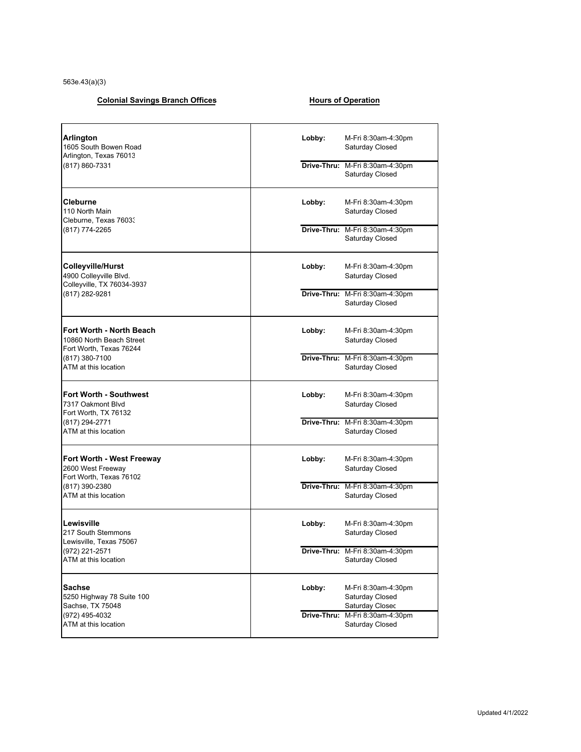563e.43(a)(3)

| Colonial Savings Branch Offices | Hours of Operation | |
|---|---|---|
| **Arlington**<br>1605 South Bowen Road<br>Arlington, Texas 76013<br>(817) 860-7331 | **Lobby:** | M-Fri 8:30am-4:30pm<br>Saturday Closed |
| | **Drive-Thru:** | M-Fri 8:30am-4:30pm<br>Saturday Closed |
| **Cleburne**<br>110 North Main<br>Cleburne, Texas 76033<br>(817) 774-2265 | **Lobby:** | M-Fri 8:30am-4:30pm<br>Saturday Closed |
| | **Drive-Thru:** | M-Fri 8:30am-4:30pm<br>Saturday Closed |
| **Colleyville/Hurst**<br>4900 Colleyville Blvd.<br>Colleyville, TX 76034-3937<br>(817) 282-9281 | **Lobby:** | M-Fri 8:30am-4:30pm<br>Saturday Closed |
| | **Drive-Thru:** | M-Fri 8:30am-4:30pm<br>Saturday Closed |
| **Fort Worth - North Beach**<br>10860 North Beach Street<br>Fort Worth, Texas 76244<br>(817) 380-7100<br>ATM at this location | **Lobby:** | M-Fri 8:30am-4:30pm<br>Saturday Closed |
| | **Drive-Thru:** | M-Fri 8:30am-4:30pm<br>Saturday Closed |
| **Fort Worth - Southwest**<br>7317 Oakmont Blvd<br>Fort Worth, TX 76132<br>(817) 294-2771<br>ATM at this location | **Lobby:** | M-Fri 8:30am-4:30pm<br>Saturday Closed |
| | **Drive-Thru:** | M-Fri 8:30am-4:30pm<br>Saturday Closed |
| **Fort Worth - West Freeway**<br>2600 West Freeway<br>Fort Worth, Texas 76102<br>(817) 390-2380<br>ATM at this location | **Lobby:** | M-Fri 8:30am-4:30pm<br>Saturday Closed |
| | **Drive-Thru:** | M-Fri 8:30am-4:30pm<br>Saturday Closed |
| **Lewisville**<br>217 South Stemmons<br>Lewisville, Texas 75067<br>(972) 221-2571<br>ATM at this location | **Lobby:** | M-Fri 8:30am-4:30pm<br>Saturday Closed |
| | **Drive-Thru:** | M-Fri 8:30am-4:30pm<br>Saturday Closed |
| **Sachse**<br>5250 Highway 78 Suite 100<br>Sachse, TX 75048<br>(972) 495-4032<br>ATM at this location | **Lobby:** | M-Fri 8:30am-4:30pm<br>Saturday Closed<br>Saturday Closed |
| | **Drive-Thru:** | M-Fri 8:30am-4:30pm<br>Saturday Closed |

Updated 4/1/2022